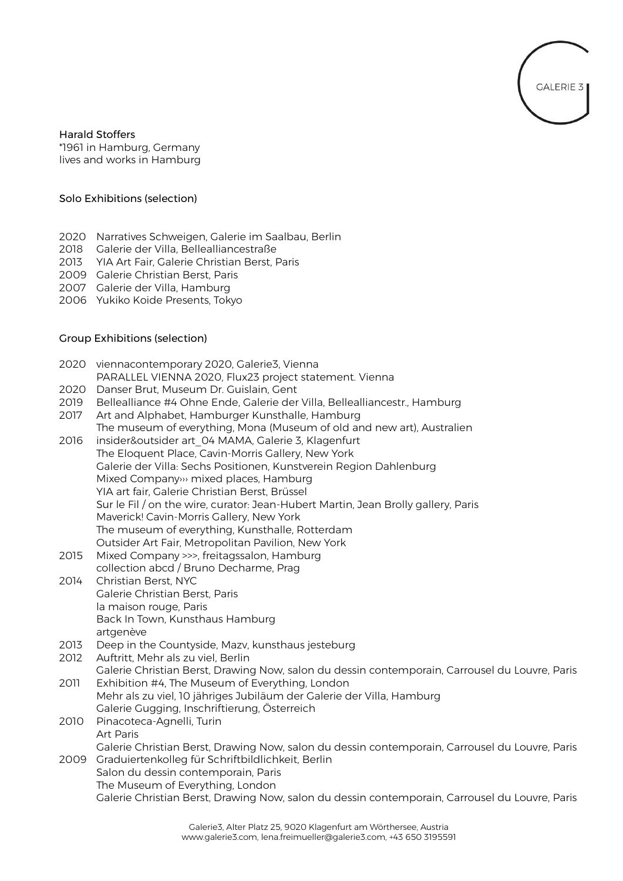Harald Stoffers
*1961 in Hamburg, Germany
lives and works in Hamburg

## Solo Exhibitions (selection)

2020 Narratives Schweigen, Galerie im Saalbau, Berlin
2018 Galerie der Villa, Bellealliancestraße
2013 YIA Art Fair, Galerie Christian Berst, Paris
2009 Galerie Christian Berst, Paris
2007 Galerie der Villa, Hamburg
2006 Yukiko Koide Presents, Tokyo

## Group Exhibitions (selection)

2020 viennacontemporary 2020, Galerie3, Vienna
PARALLEL VIENNA 2020, Flux23 project statement. Vienna
2020 Danser Brut, Museum Dr. Guislain, Gent
2019 Bellealliance #4 Ohne Ende, Galerie der Villa, Bellealliancestr., Hamburg
2017 Art and Alphabet, Hamburger Kunsthalle, Hamburg
The museum of everything, Mona (Museum of old and new art), Australien
2016 insider&outsider art_04 MAMA, Galerie 3, Klagenfurt
The Eloquent Place, Cavin-Morris Gallery, New York
Galerie der Villa: Sechs Positionen, Kunstverein Region Dahlenburg
Mixed Company››› mixed places, Hamburg
YIA art fair, Galerie Christian Berst, Brüssel
Sur le Fil / on the wire, curator: Jean-Hubert Martin, Jean Brolly gallery, Paris
Maverick! Cavin-Morris Gallery, New York
The museum of everything, Kunsthalle, Rotterdam
Outsider Art Fair, Metropolitan Pavilion, New York
2015 Mixed Company >>>, freitagssalon, Hamburg
collection abcd / Bruno Decharme, Prag
2014 Christian Berst, NYC
Galerie Christian Berst, Paris
la maison rouge, Paris
Back In Town, Kunsthaus Hamburg
artgenève
2013 Deep in the Countyside, Mazv, kunsthaus jesteburg
2012 Auftritt, Mehr als zu viel, Berlin
Galerie Christian Berst, Drawing Now, salon du dessin contemporain, Carrousel du Louvre, Paris
2011 Exhibition #4, The Museum of Everything, London
Mehr als zu viel, 10 jähriges Jubiläum der Galerie der Villa, Hamburg
Galerie Gugging, Inschriftierung, Österreich
2010 Pinacoteca-Agnelli, Turin
Art Paris
Galerie Christian Berst, Drawing Now, salon du dessin contemporain, Carrousel du Louvre, Paris
2009 Graduiertenkolleg für Schriftbildlichkeit, Berlin
Salon du dessin contemporain, Paris
The Museum of Everything, London
Galerie Christian Berst, Drawing Now, salon du dessin contemporain, Carrousel du Louvre, Paris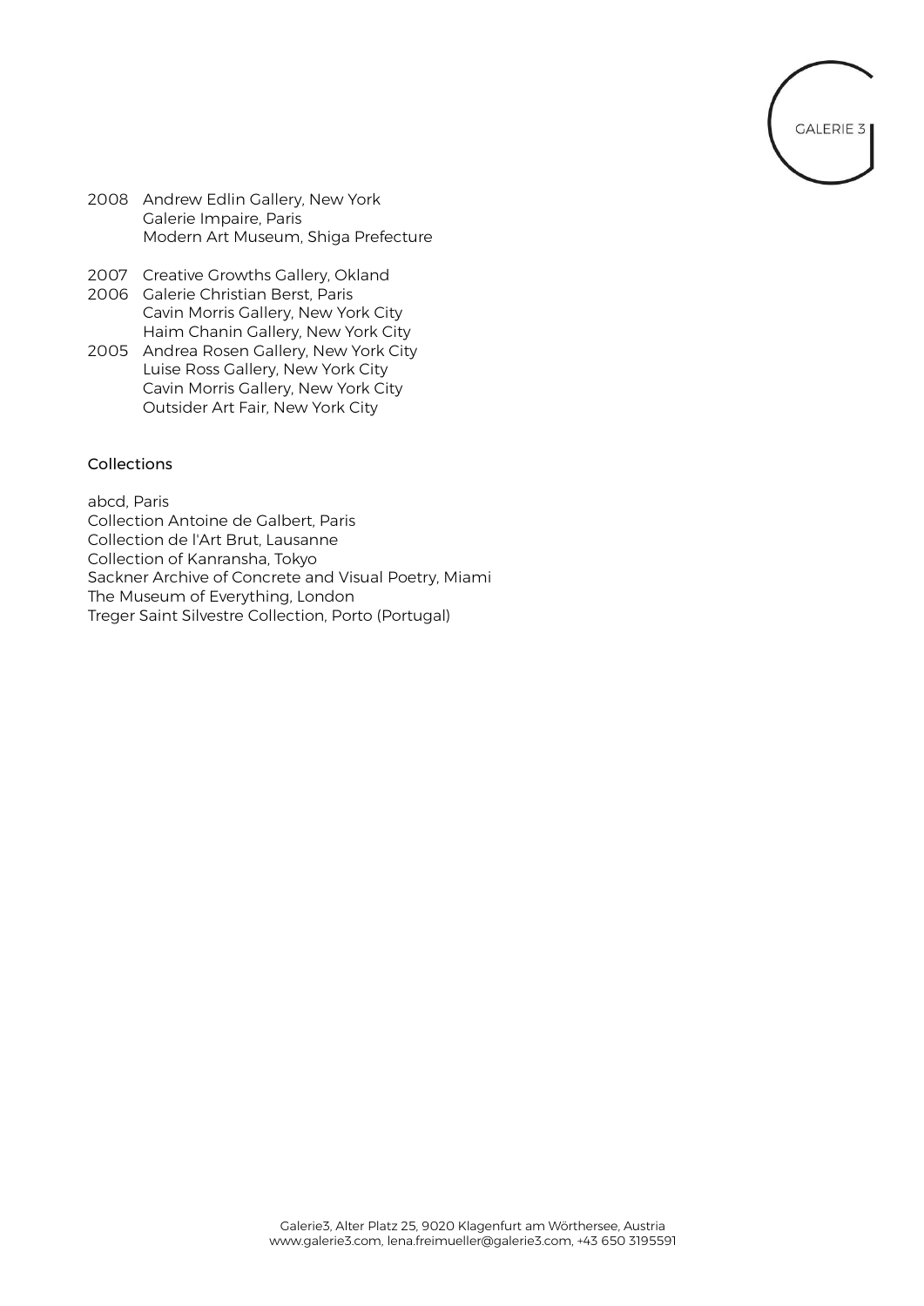2008 Andrew Edlin Gallery, New York
Galerie Impaire, Paris
Modern Art Museum, Shiga Prefecture

2007 Creative Growths Gallery, Okland
2006 Galerie Christian Berst, Paris
Cavin Morris Gallery, New York City
Haim Chanin Gallery, New York City
2005 Andrea Rosen Gallery, New York City
Luise Ross Gallery, New York City
Cavin Morris Gallery, New York City
Outsider Art Fair, New York City

## Collections

abcd, Paris
Collection Antoine de Galbert, Paris
Collection de l'Art Brut, Lausanne
Collection of Kanransha, Tokyo
Sackner Archive of Concrete and Visual Poetry, Miami
The Museum of Everything, London
Treger Saint Silvestre Collection, Porto (Portugal)